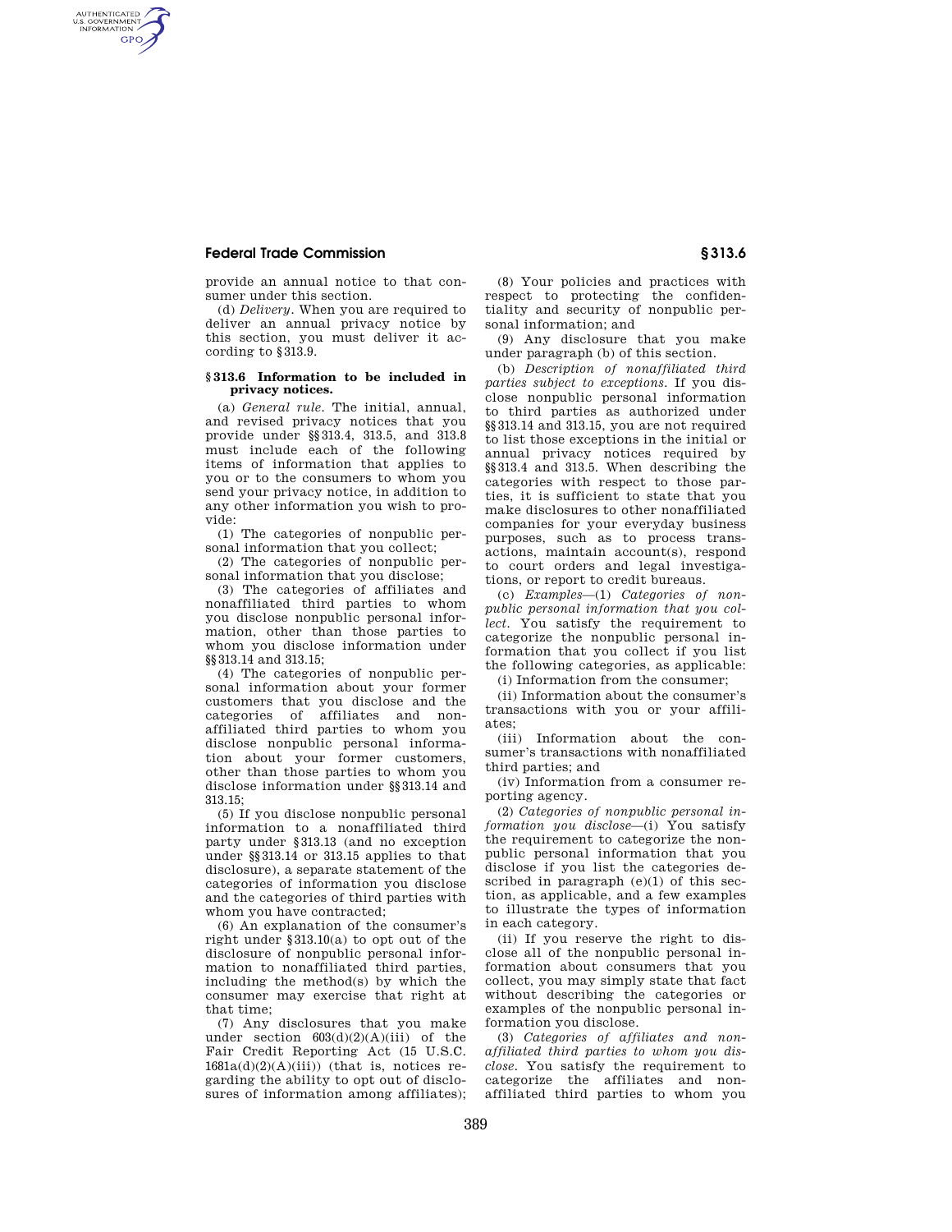provide an annual notice to that consumer under this section.

(d) *Delivery.* When you are required to deliver an annual privacy notice by this section, you must deliver it according to §313.9.

**§ 313.6 Information to be included in privacy notices.**

(a) *General rule.* The initial, annual, and revised privacy notices that you provide under §§313.4, 313.5, and 313.8 must include each of the following items of information that applies to you or to the consumers to whom you send your privacy notice, in addition to any other information you wish to provide:

(1) The categories of nonpublic personal information that you collect;

(2) The categories of nonpublic personal information that you disclose;

(3) The categories of affiliates and nonaffiliated third parties to whom you disclose nonpublic personal information, other than those parties to whom you disclose information under §§313.14 and 313.15;

(4) The categories of nonpublic personal information about your former customers that you disclose and the categories of affiliates and nonaffiliated third parties to whom you disclose nonpublic personal information about your former customers, other than those parties to whom you disclose information under §§313.14 and 313.15;

(5) If you disclose nonpublic personal information to a nonaffiliated third party under §313.13 (and no exception under §§313.14 or 313.15 applies to that disclosure), a separate statement of the categories of information you disclose and the categories of third parties with whom you have contracted;

(6) An explanation of the consumer's right under §313.10(a) to opt out of the disclosure of nonpublic personal information to nonaffiliated third parties, including the method(s) by which the consumer may exercise that right at that time;

(7) Any disclosures that you make under section 603(d)(2)(A)(iii) of the Fair Credit Reporting Act (15 U.S.C. 1681a(d)(2)(A)(iii)) (that is, notices regarding the ability to opt out of disclosures of information among affiliates);

(8) Your policies and practices with respect to protecting the confidentiality and security of nonpublic personal information; and

(9) Any disclosure that you make under paragraph (b) of this section.

(b) *Description of nonaffiliated third parties subject to exceptions.* If you disclose nonpublic personal information to third parties as authorized under §§313.14 and 313.15, you are not required to list those exceptions in the initial or annual privacy notices required by §§313.4 and 313.5. When describing the categories with respect to those parties, it is sufficient to state that you make disclosures to other nonaffiliated companies for your everyday business purposes, such as to process transactions, maintain account(s), respond to court orders and legal investigations, or report to credit bureaus.

(c) *Examples*—(1) *Categories of nonpublic personal information that you collect.* You satisfy the requirement to categorize the nonpublic personal information that you collect if you list the following categories, as applicable:

(i) Information from the consumer;

(ii) Information about the consumer's transactions with you or your affiliates;

(iii) Information about the consumer's transactions with nonaffiliated third parties; and

(iv) Information from a consumer reporting agency.

(2) *Categories of nonpublic personal information you disclose*—(i) You satisfy the requirement to categorize the nonpublic personal information that you disclose if you list the categories described in paragraph (e)(1) of this section, as applicable, and a few examples to illustrate the types of information in each category.

(ii) If you reserve the right to disclose all of the nonpublic personal information about consumers that you collect, you may simply state that fact without describing the categories or examples of the nonpublic personal information you disclose.

(3) *Categories of affiliates and nonaffiliated third parties to whom you disclose.* You satisfy the requirement to categorize the affiliates and nonaffiliated third parties to whom you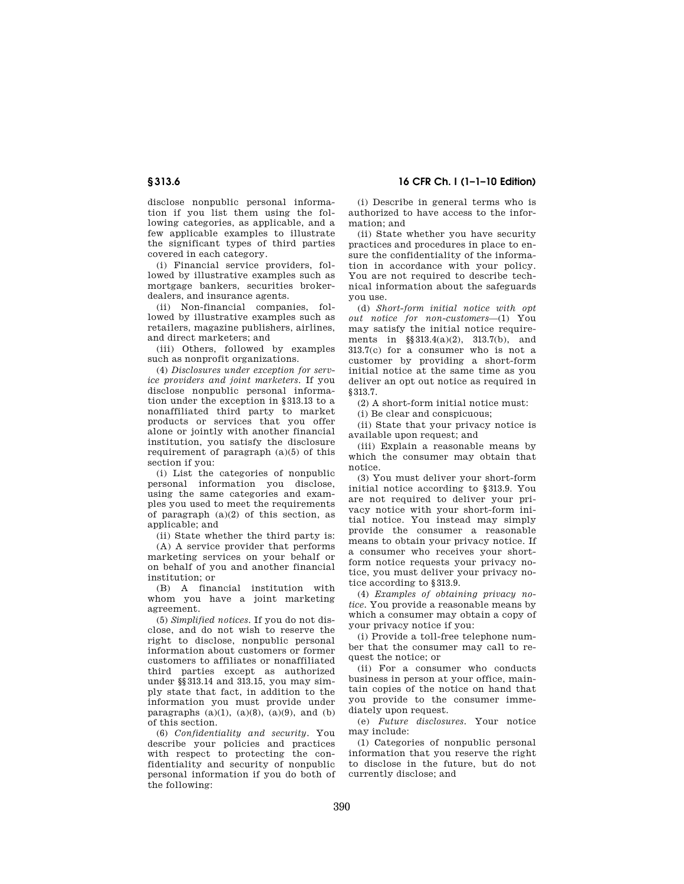disclose nonpublic personal information if you list them using the following categories, as applicable, and a few applicable examples to illustrate the significant types of third parties covered in each category.

(i) Financial service providers, followed by illustrative examples such as mortgage bankers, securities broker-dealers, and insurance agents.

(ii) Non-financial companies, followed by illustrative examples such as retailers, magazine publishers, airlines, and direct marketers; and

(iii) Others, followed by examples such as nonprofit organizations.

(4) *Disclosures under exception for service providers and joint marketers.* If you disclose nonpublic personal information under the exception in §313.13 to a nonaffiliated third party to market products or services that you offer alone or jointly with another financial institution, you satisfy the disclosure requirement of paragraph (a)(5) of this section if you:

(i) List the categories of nonpublic personal information you disclose, using the same categories and examples you used to meet the requirements of paragraph (a)(2) of this section, as applicable; and

(ii) State whether the third party is:

(A) A service provider that performs marketing services on your behalf or on behalf of you and another financial institution; or

(B) A financial institution with whom you have a joint marketing agreement.

(5) *Simplified notices.* If you do not disclose, and do not wish to reserve the right to disclose, nonpublic personal information about customers or former customers to affiliates or nonaffiliated third parties except as authorized under §§313.14 and 313.15, you may simply state that fact, in addition to the information you must provide under paragraphs (a)(1), (a)(8), (a)(9), and (b) of this section.

(6) *Confidentiality and security.* You describe your policies and practices with respect to protecting the confidentiality and security of nonpublic personal information if you do both of the following:

(i) Describe in general terms who is authorized to have access to the information; and

(ii) State whether you have security practices and procedures in place to ensure the confidentiality of the information in accordance with your policy. You are not required to describe technical information about the safeguards you use.

(d) *Short-form initial notice with opt out notice for non-customers*—(1) You may satisfy the initial notice requirements in §§313.4(a)(2), 313.7(b), and 313.7(c) for a consumer who is not a customer by providing a short-form initial notice at the same time as you deliver an opt out notice as required in §313.7.

(2) A short-form initial notice must:

(i) Be clear and conspicuous;

(ii) State that your privacy notice is available upon request; and

(iii) Explain a reasonable means by which the consumer may obtain that notice.

(3) You must deliver your short-form initial notice according to §313.9. You are not required to deliver your privacy notice with your short-form initial notice. You instead may simply provide the consumer a reasonable means to obtain your privacy notice. If a consumer who receives your short-form notice requests your privacy notice, you must deliver your privacy notice according to §313.9.

(4) *Examples of obtaining privacy notice.* You provide a reasonable means by which a consumer may obtain a copy of your privacy notice if you:

(i) Provide a toll-free telephone number that the consumer may call to request the notice; or

(ii) For a consumer who conducts business in person at your office, maintain copies of the notice on hand that you provide to the consumer immediately upon request.

(e) *Future disclosures.* Your notice may include:

(1) Categories of nonpublic personal information that you reserve the right to disclose in the future, but do not currently disclose; and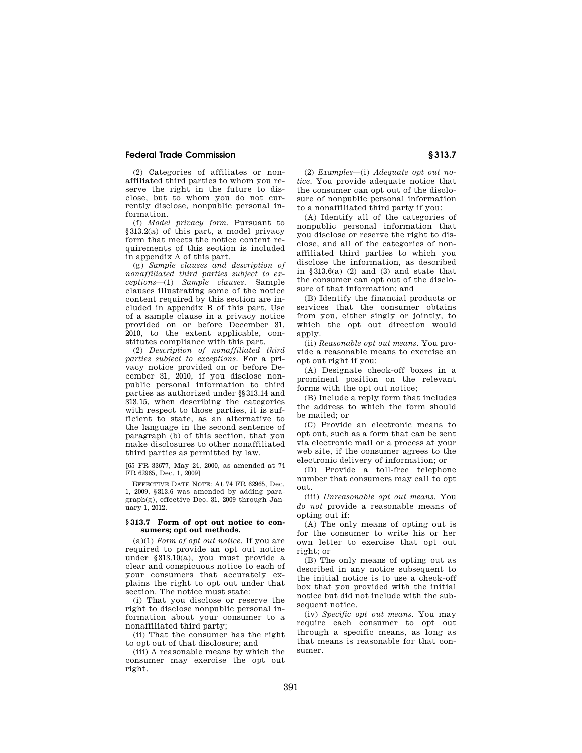(2) Categories of affiliates or nonaffiliated third parties to whom you reserve the right in the future to disclose, but to whom you do not currently disclose, nonpublic personal information.

(f) *Model privacy form.* Pursuant to §313.2(a) of this part, a model privacy form that meets the notice content requirements of this section is included in appendix A of this part.

(g) *Sample clauses and description of nonaffiliated third parties subject to exceptions*—(1) *Sample clauses.* Sample clauses illustrating some of the notice content required by this section are included in appendix B of this part. Use of a sample clause in a privacy notice provided on or before December 31, 2010, to the extent applicable, constitutes compliance with this part.

(2) *Description of nonaffiliated third parties subject to exceptions.* For a privacy notice provided on or before December 31, 2010, if you disclose nonpublic personal information to third parties as authorized under §§313.14 and 313.15, when describing the categories with respect to those parties, it is sufficient to state, as an alternative to the language in the second sentence of paragraph (b) of this section, that you make disclosures to other nonaffiliated third parties as permitted by law.

[65 FR 33677, May 24, 2000, as amended at 74 FR 62965, Dec. 1, 2009]

EFFECTIVE DATE NOTE: At 74 FR 62965, Dec. 1, 2009, §313.6 was amended by adding paragraph(g), effective Dec. 31, 2009 through January 1, 2012.

### §313.7 Form of opt out notice to consumers; opt out methods.

(a)(1) *Form of opt out notice.* If you are required to provide an opt out notice under §313.10(a), you must provide a clear and conspicuous notice to each of your consumers that accurately explains the right to opt out under that section. The notice must state:

(i) That you disclose or reserve the right to disclose nonpublic personal information about your consumer to a nonaffiliated third party;

(ii) That the consumer has the right to opt out of that disclosure; and

(iii) A reasonable means by which the consumer may exercise the opt out right.

(2) *Examples*—(i) *Adequate opt out notice.* You provide adequate notice that the consumer can opt out of the disclosure of nonpublic personal information to a nonaffiliated third party if you:

(A) Identify all of the categories of nonpublic personal information that you disclose or reserve the right to disclose, and all of the categories of nonaffiliated third parties to which you disclose the information, as described in §313.6(a) (2) and (3) and state that the consumer can opt out of the disclosure of that information; and

(B) Identify the financial products or services that the consumer obtains from you, either singly or jointly, to which the opt out direction would apply.

(ii) *Reasonable opt out means.* You provide a reasonable means to exercise an opt out right if you:

(A) Designate check-off boxes in a prominent position on the relevant forms with the opt out notice;

(B) Include a reply form that includes the address to which the form should be mailed; or

(C) Provide an electronic means to opt out, such as a form that can be sent via electronic mail or a process at your web site, if the consumer agrees to the electronic delivery of information; or

(D) Provide a toll-free telephone number that consumers may call to opt out.

(iii) *Unreasonable opt out means.* You *do not* provide a reasonable means of opting out if:

(A) The only means of opting out is for the consumer to write his or her own letter to exercise that opt out right; or

(B) The only means of opting out as described in any notice subsequent to the initial notice is to use a check-off box that you provided with the initial notice but did not include with the subsequent notice.

(iv) *Specific opt out means.* You may require each consumer to opt out through a specific means, as long as that means is reasonable for that consumer.